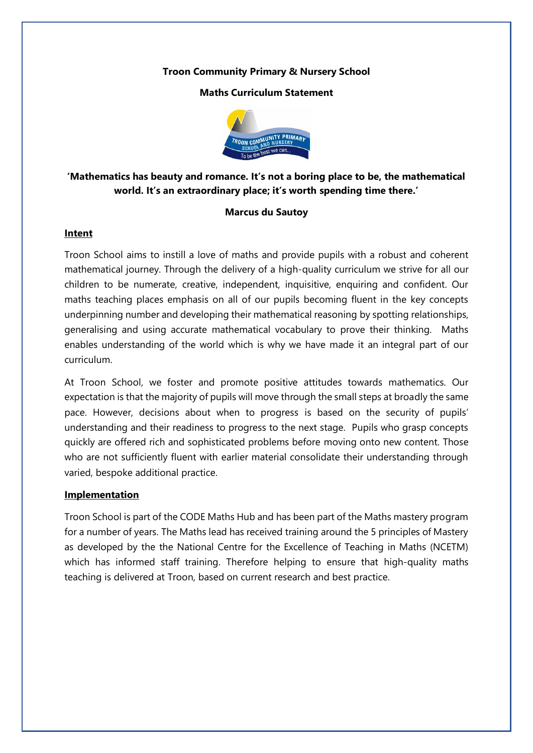**Troon Community Primary & Nursery School**

**Maths Curriculum Statement**

**'Mathematics has beauty and romance. It's not a boring place to be, the mathematical world. It's an extraordinary place; it's worth spending time there.'**

**Marcus du Sautoy**

## **Intent**

Troon School aims to instill a love of maths and provide pupils with a robust and coherent mathematical journey. Through the delivery of a high-quality curriculum we strive for all our children to be numerate, creative, independent, inquisitive, enquiring and confident. Our maths teaching places emphasis on all of our pupils becoming fluent in the key concepts underpinning number and developing their mathematical reasoning by spotting relationships, generalising and using accurate mathematical vocabulary to prove their thinking. Maths enables understanding of the world which is why we have made it an integral part of our curriculum.

At Troon School, we foster and promote positive attitudes towards mathematics. Our expectation is that the majority of pupils will move through the small steps at broadly the same pace. However, decisions about when to progress is based on the security of pupils' understanding and their readiness to progress to the next stage. Pupils who grasp concepts quickly are offered rich and sophisticated problems before moving onto new content. Those who are not sufficiently fluent with earlier material consolidate their understanding through varied, bespoke additional practice.

## **Implementation**

Troon School is part of the CODE Maths Hub and has been part of the Maths mastery program for a number of years. The Maths lead has received training around the 5 principles of Mastery as developed by the the National Centre for the Excellence of Teaching in Maths (NCETM) which has informed staff training. Therefore helping to ensure that high-quality maths teaching is delivered at Troon, based on current research and best practice.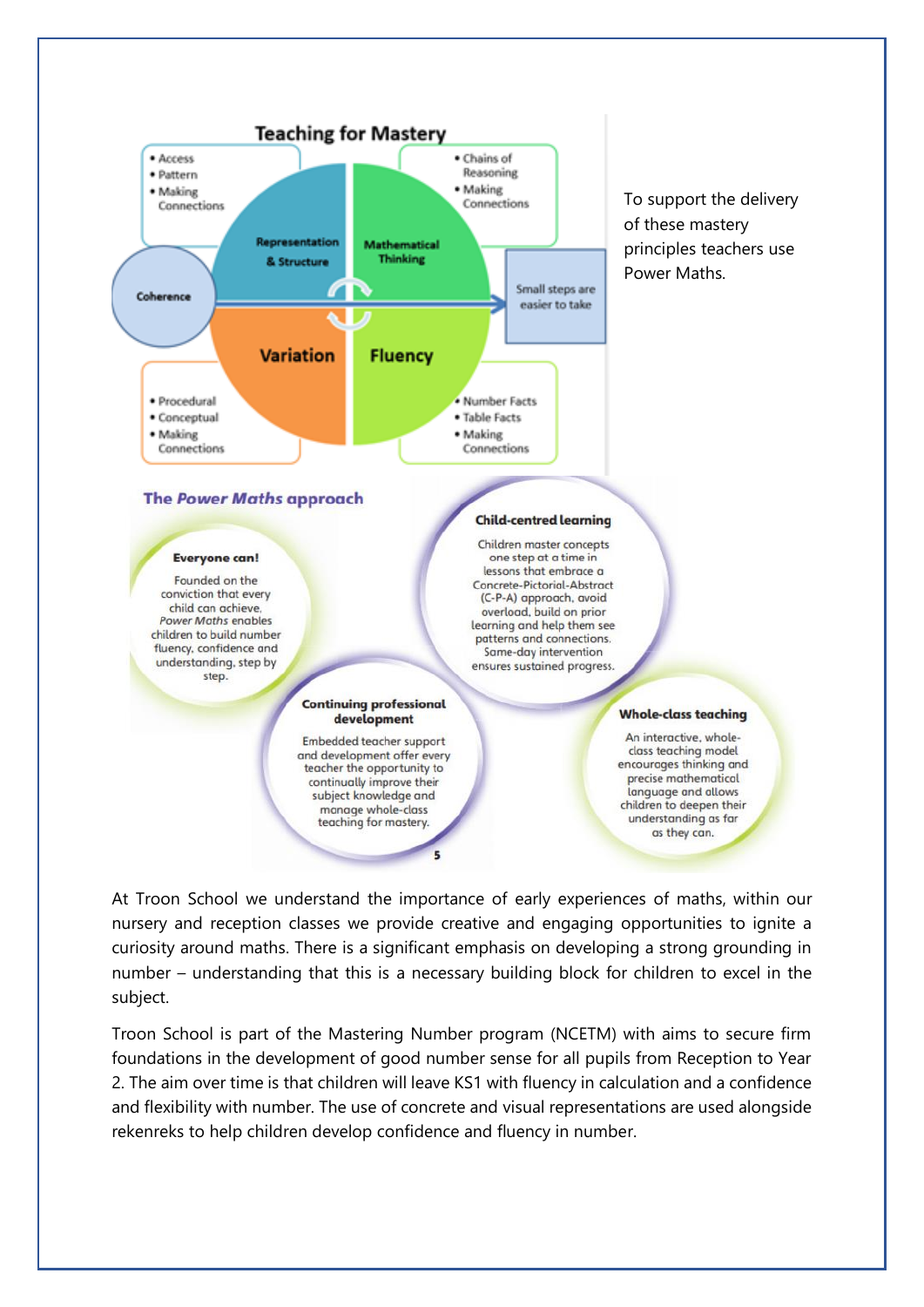## Teaching for Mastery

- Access
- Pattern
- Making Connections

**Representation & Structure**

- Chains of Reasoning
- Making Connections

**Mathematical Thinking**

**Coherence**

Small steps are easier to take

**Variation**

- Procedural
- Conceptual
- Making Connections

**Fluency**

- Number Facts
- Table Facts
- Making Connections

To support the delivery of these mastery principles teachers use Power Maths.

### The *Power Maths* approach

**Everyone can!**

Founded on the conviction that every child can achieve, *Power Maths* enables children to build number fluency, confidence and understanding, step by step.

**Child-centred learning**

Children master concepts one step at a time in lessons that embrace a Concrete-Pictorial-Abstract (C-P-A) approach, avoid overload, build on prior learning and help them see patterns and connections. Same-day intervention ensures sustained progress.

**Continuing professional development**

Embedded teacher support and development offer every teacher the opportunity to continually improve their subject knowledge and manage whole-class teaching for mastery.

**Whole-class teaching**

An interactive, whole-class teaching model encourages thinking and precise mathematical language and allows children to deepen their understanding as far as they can.

At Troon School we understand the importance of early experiences of maths, within our nursery and reception classes we provide creative and engaging opportunities to ignite a curiosity around maths. There is a significant emphasis on developing a strong grounding in number – understanding that this is a necessary building block for children to excel in the subject.

Troon School is part of the Mastering Number program (NCETM) with aims to secure firm foundations in the development of good number sense for all pupils from Reception to Year 2. The aim over time is that children will leave KS1 with fluency in calculation and a confidence and flexibility with number. The use of concrete and visual representations are used alongside rekenreks to help children develop confidence and fluency in number.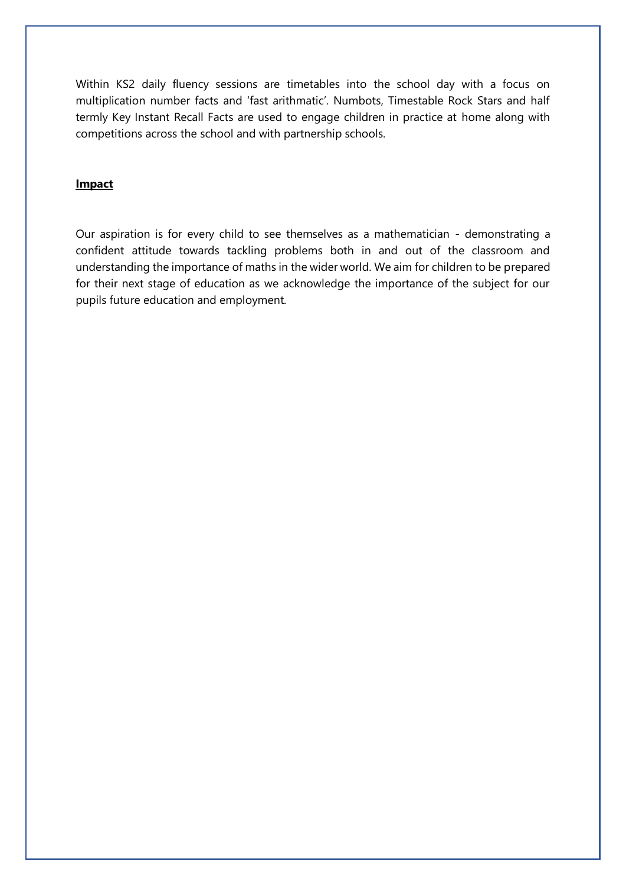Within KS2 daily fluency sessions are timetables into the school day with a focus on multiplication number facts and 'fast arithmatic'. Numbots, Timestable Rock Stars and half termly Key Instant Recall Facts are used to engage children in practice at home along with competitions across the school and with partnership schools.

**Impact**

Our aspiration is for every child to see themselves as a mathematician - demonstrating a confident attitude towards tackling problems both in and out of the classroom and understanding the importance of maths in the wider world. We aim for children to be prepared for their next stage of education as we acknowledge the importance of the subject for our pupils future education and employment.